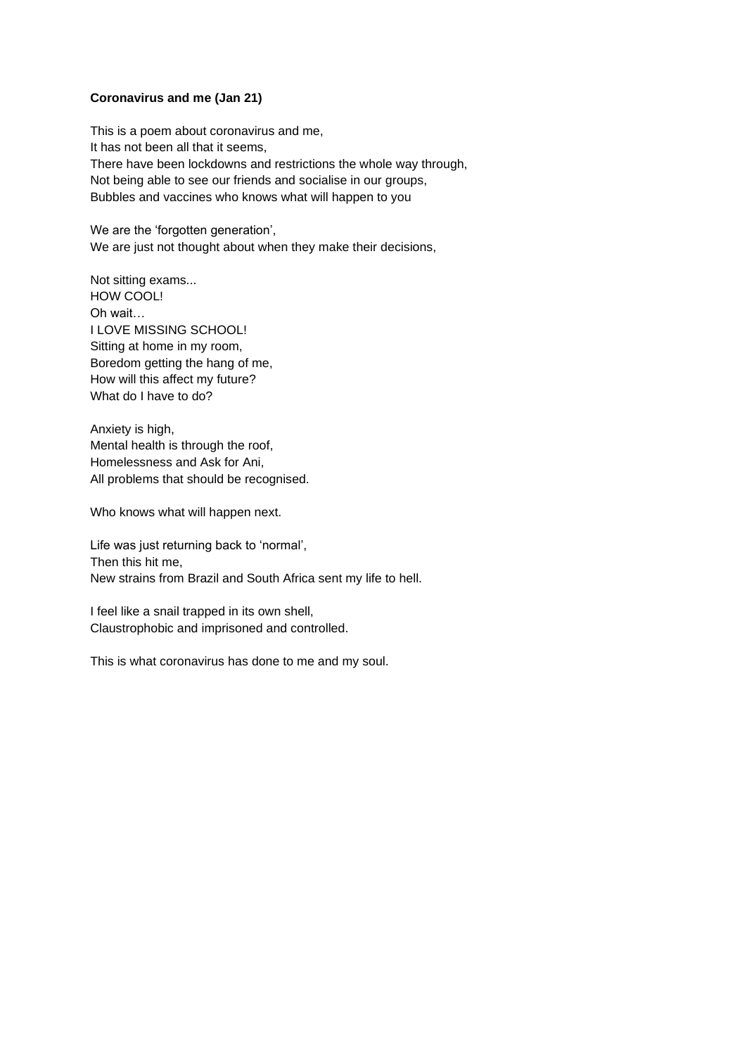**Coronavirus and me (Jan 21)**

This is a poem about coronavirus and me,
It has not been all that it seems,
There have been lockdowns and restrictions the whole way through,
Not being able to see our friends and socialise in our groups,
Bubbles and vaccines who knows what will happen to you

We are the 'forgotten generation',
We are just not thought about when they make their decisions,

Not sitting exams...
HOW COOL!
Oh wait…
I LOVE MISSING SCHOOL!
Sitting at home in my room,
Boredom getting the hang of me,
How will this affect my future?
What do I have to do?

Anxiety is high,
Mental health is through the roof,
Homelessness and Ask for Ani,
All problems that should be recognised.

Who knows what will happen next.

Life was just returning back to 'normal',
Then this hit me,
New strains from Brazil and South Africa sent my life to hell.

I feel like a snail trapped in its own shell,
Claustrophobic and imprisoned and controlled.

This is what coronavirus has done to me and my soul.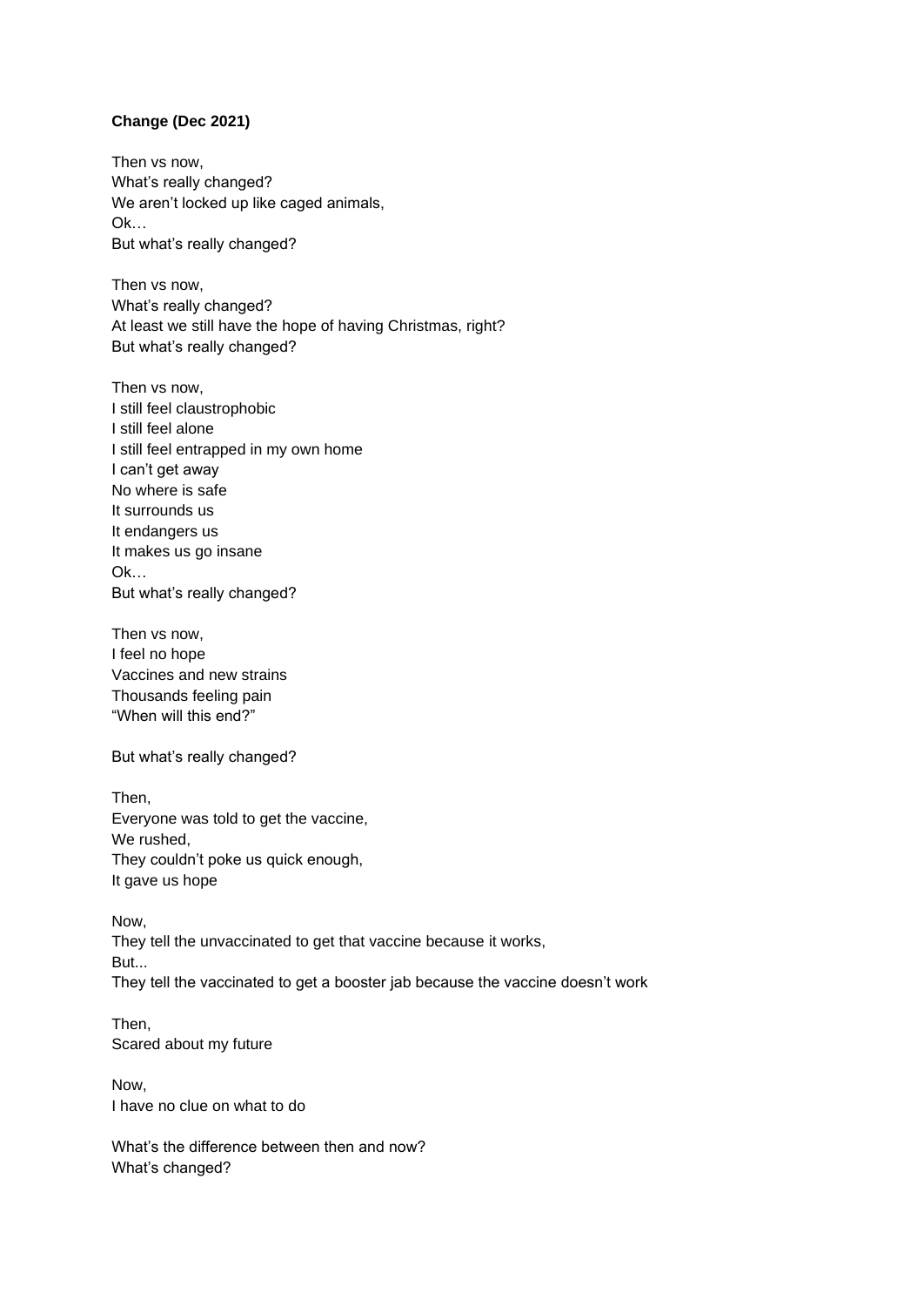**Change (Dec 2021)**

Then vs now,  
What's really changed?  
We aren't locked up like caged animals,  
Ok…  
But what's really changed?

Then vs now,  
What's really changed?  
At least we still have the hope of having Christmas, right?  
But what's really changed?

Then vs now,  
I still feel claustrophobic  
I still feel alone  
I still feel entrapped in my own home  
I can't get away  
No where is safe  
It surrounds us  
It endangers us  
It makes us go insane  
Ok…  
But what's really changed?

Then vs now,  
I feel no hope  
Vaccines and new strains  
Thousands feeling pain  
"When will this end?"

But what's really changed?

Then,  
Everyone was told to get the vaccine,  
We rushed,  
They couldn't poke us quick enough,  
It gave us hope

Now,  
They tell the unvaccinated to get that vaccine because it works,  
But...  
They tell the vaccinated to get a booster jab because the vaccine doesn't work

Then,  
Scared about my future

Now,  
I have no clue on what to do

What's the difference between then and now?  
What's changed?